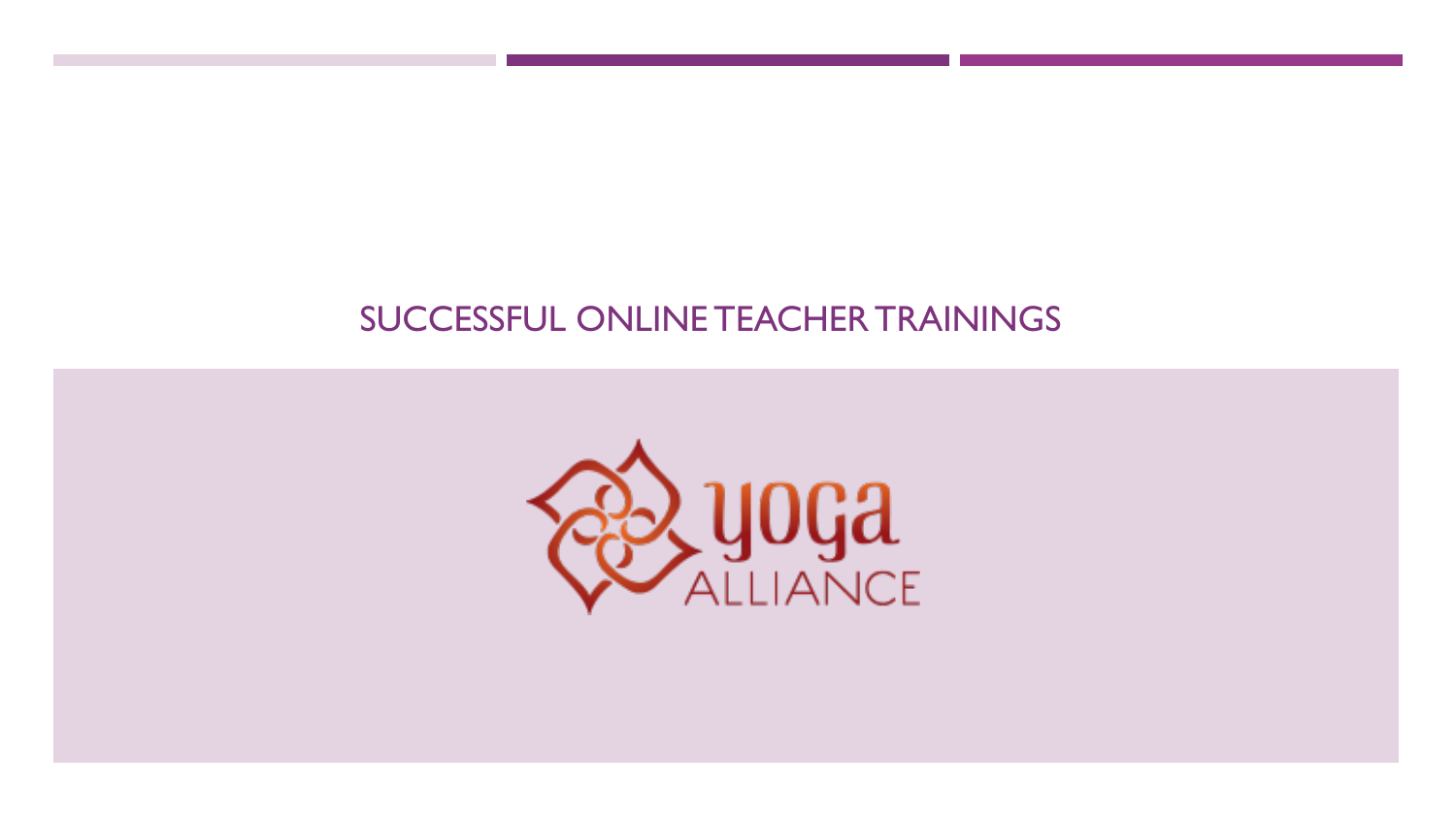# SUCCESSFUL ONLINE TEACHER TRAININGS

yoga ALLIANCE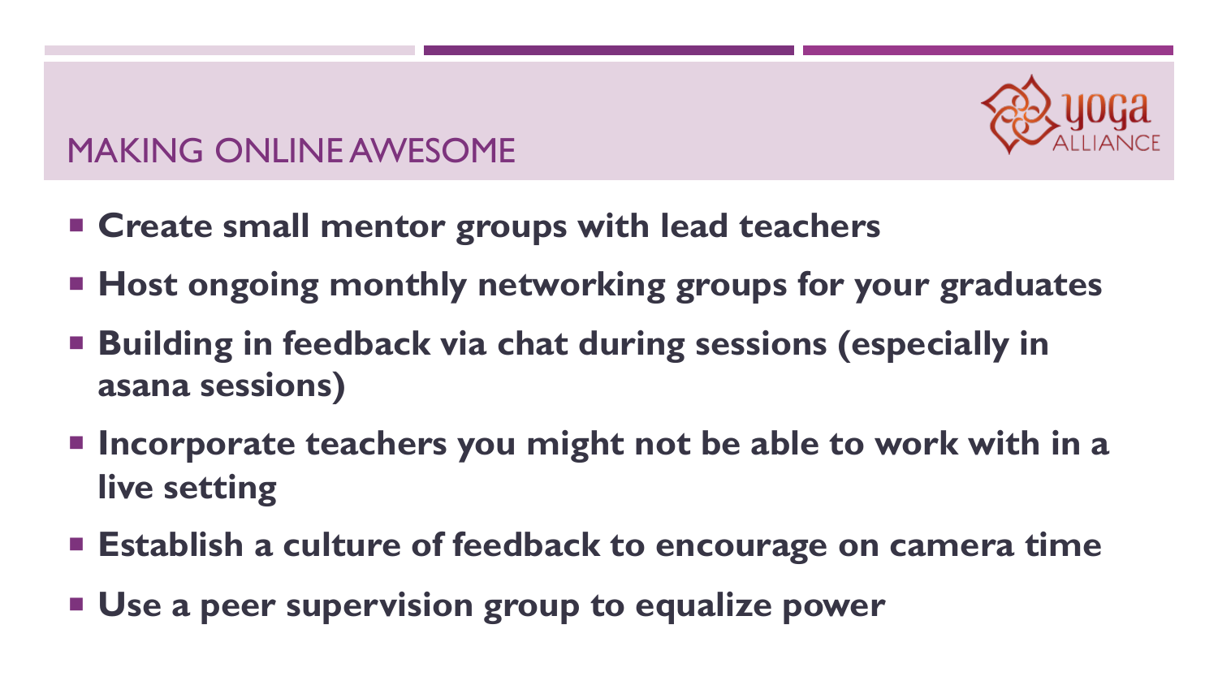# MAKING ONLINE AWESOME

- **Create small mentor groups with lead teachers**
- **Host ongoing monthly networking groups for your graduates**
- **Building in feedback via chat during sessions (especially in asana sessions)**
- **Incorporate teachers you might not be able to work with in a live setting**
- **Establish a culture of feedback to encourage on camera time**
- **Use a peer supervision group to equalize power**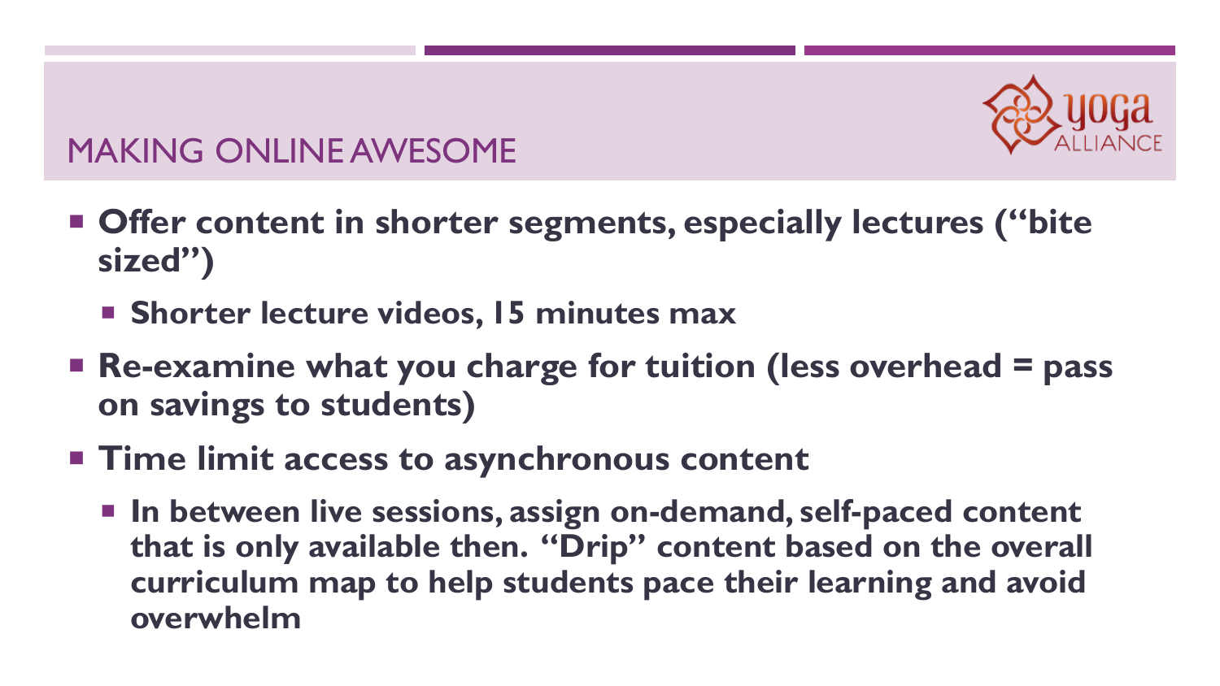## MAKING ONLINE AWESOME

- **Offer content in shorter segments, especially lectures ("bite sized")**
  - **Shorter lecture videos, 15 minutes max**
- **Re-examine what you charge for tuition (less overhead = pass on savings to students)**
- **Time limit access to asynchronous content**
  - **In between live sessions, assign on-demand, self-paced content that is only available then. "Drip" content based on the overall curriculum map to help students pace their learning and avoid overwhelm**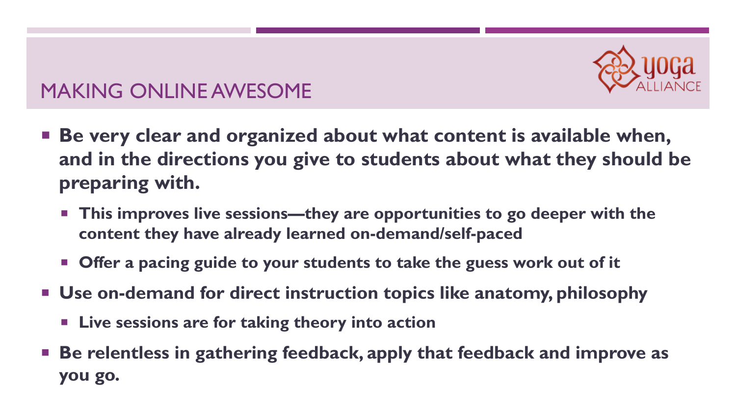## MAKING ONLINE AWESOME

- **Be very clear and organized about what content is available when, and in the directions you give to students about what they should be preparing with.**
  - **This improves live sessions—they are opportunities to go deeper with the content they have already learned on-demand/self-paced**
  - **Offer a pacing guide to your students to take the guess work out of it**
- **Use on-demand for direct instruction topics like anatomy, philosophy**
  - **Live sessions are for taking theory into action**
- **Be relentless in gathering feedback, apply that feedback and improve as you go.**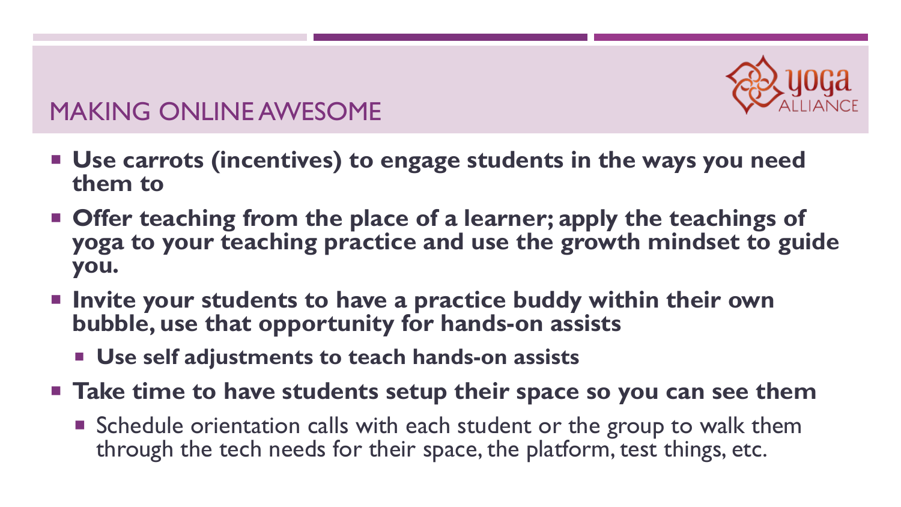## MAKING ONLINE AWESOME

- **Use carrots (incentives) to engage students in the ways you need them to**
- **Offer teaching from the place of a learner; apply the teachings of yoga to your teaching practice and use the growth mindset to guide you.**
- **Invite your students to have a practice buddy within their own bubble, use that opportunity for hands-on assists**
  - **Use self adjustments to teach hands-on assists**
- **Take time to have students setup their space so you can see them**
  - Schedule orientation calls with each student or the group to walk them through the tech needs for their space, the platform, test things, etc.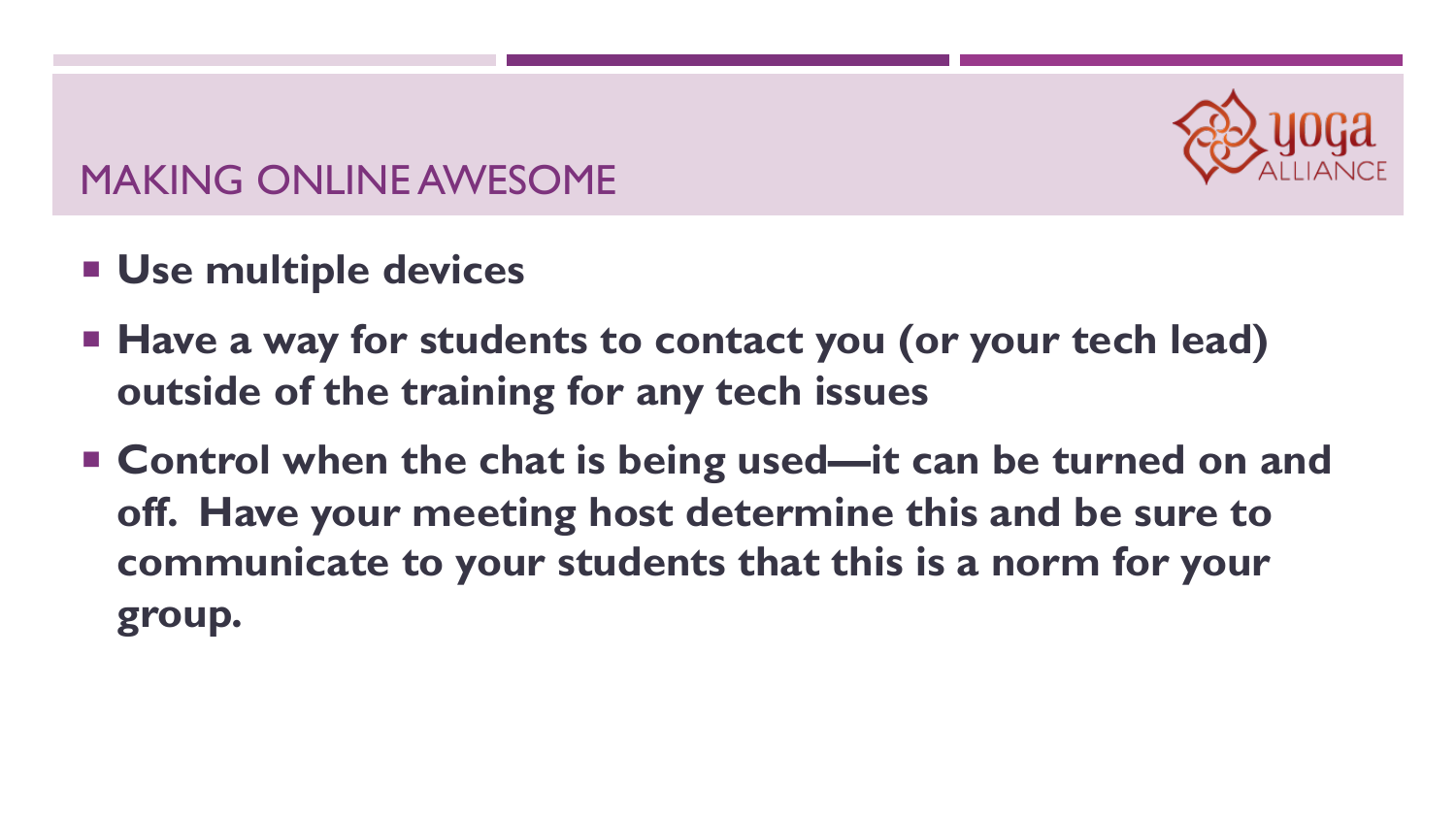## MAKING ONLINE AWESOME

- **Use multiple devices**
- **Have a way for students to contact you (or your tech lead) outside of the training for any tech issues**
- **Control when the chat is being used—it can be turned on and off. Have your meeting host determine this and be sure to communicate to your students that this is a norm for your group.**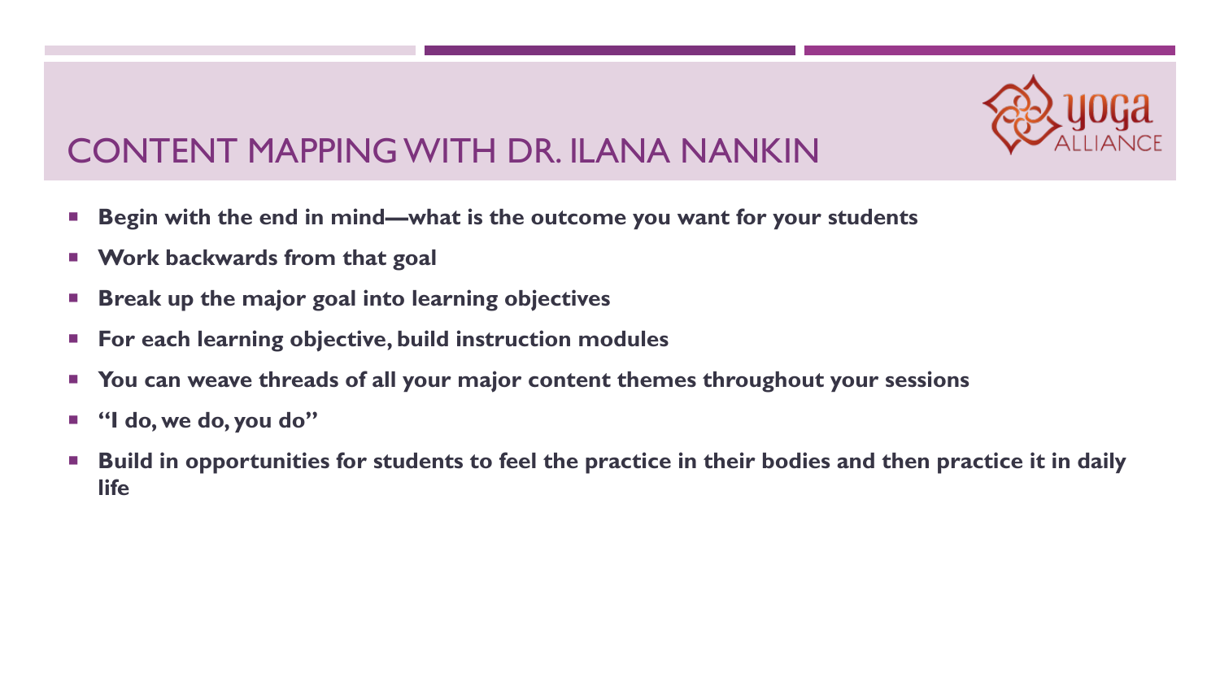# CONTENT MAPPING WITH DR. ILANA NANKIN

- **Begin with the end in mind—what is the outcome you want for your students**
- **Work backwards from that goal**
- **Break up the major goal into learning objectives**
- **For each learning objective, build instruction modules**
- **You can weave threads of all your major content themes throughout your sessions**
- **"I do, we do, you do"**
- **Build in opportunities for students to feel the practice in their bodies and then practice it in daily life**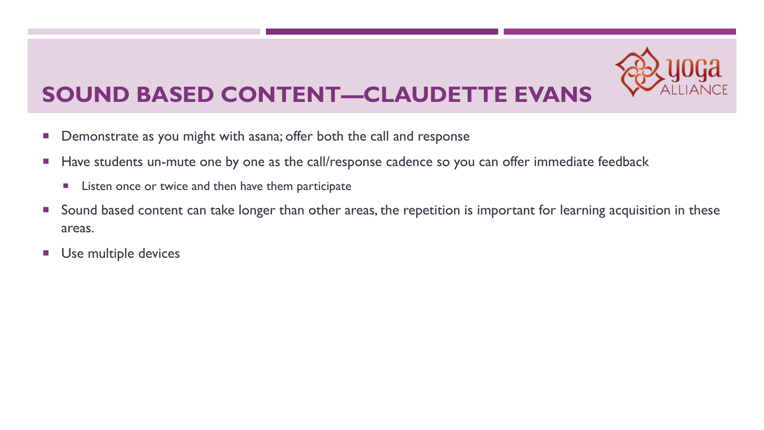# SOUND BASED CONTENT—CLAUDETTE EVANS

- Demonstrate as you might with asana; offer both the call and response
- Have students un-mute one by one as the call/response cadence so you can offer immediate feedback
  - Listen once or twice and then have them participate
- Sound based content can take longer than other areas, the repetition is important for learning acquisition in these areas.
- Use multiple devices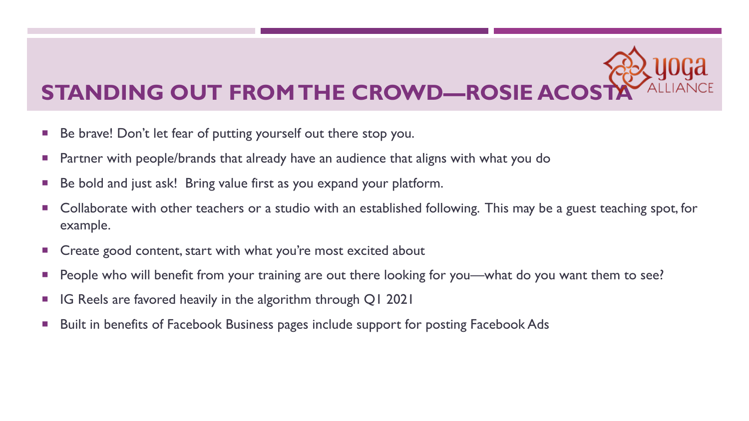# STANDING OUT FROM THE CROWD—ROSIE ACOSTA

- Be brave! Don't let fear of putting yourself out there stop you.
- Partner with people/brands that already have an audience that aligns with what you do
- Be bold and just ask! Bring value first as you expand your platform.
- Collaborate with other teachers or a studio with an established following. This may be a guest teaching spot, for example.
- Create good content, start with what you're most excited about
- People who will benefit from your training are out there looking for you—what do you want them to see?
- IG Reels are favored heavily in the algorithm through Q1 2021
- Built in benefits of Facebook Business pages include support for posting Facebook Ads